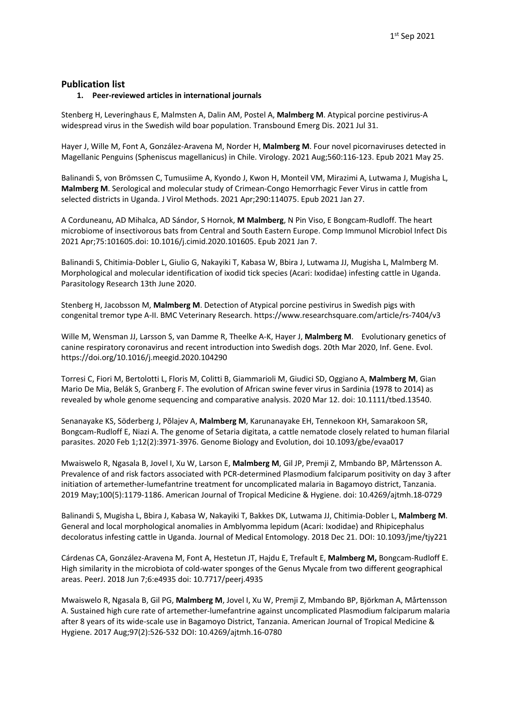1st Sep 2021

## Publication list

### 1. Peer-reviewed articles in international journals

Stenberg H, Leveringhaus E, Malmsten A, Dalin AM, Postel A, **Malmberg M**. Atypical porcine pestivirus-A widespread virus in the Swedish wild boar population. Transbound Emerg Dis. 2021 Jul 31.

Hayer J, Wille M, Font A, González-Aravena M, Norder H, **Malmberg M**. Four novel picornaviruses detected in Magellanic Penguins (Spheniscus magellanicus) in Chile. Virology. 2021 Aug;560:116-123. Epub 2021 May 25.

Balinandi S, von Brömssen C, Tumusiime A, Kyondo J, Kwon H, Monteil VM, Mirazimi A, Lutwama J, Mugisha L, **Malmberg M**. Serological and molecular study of Crimean-Congo Hemorrhagic Fever Virus in cattle from selected districts in Uganda. J Virol Methods. 2021 Apr;290:114075. Epub 2021 Jan 27.

A Corduneanu, AD Mihalca, AD Sándor, S Hornok, **M Malmberg**, N Pin Viso, E Bongcam-Rudloff. The heart microbiome of insectivorous bats from Central and South Eastern Europe. Comp Immunol Microbiol Infect Dis 2021 Apr;75:101605.doi: 10.1016/j.cimid.2020.101605. Epub 2021 Jan 7.

Balinandi S, Chitimia-Dobler L, Giulio G, Nakayiki T, Kabasa W, Bbira J, Lutwama JJ, Mugisha L, Malmberg M. Morphological and molecular identification of ixodid tick species (Acari: Ixodidae) infesting cattle in Uganda. Parasitology Research 13th June 2020.

Stenberg H, Jacobsson M, **Malmberg M**. Detection of Atypical porcine pestivirus in Swedish pigs with congenital tremor type A-II. BMC Veterinary Research. https://www.researchsquare.com/article/rs-7404/v3

Wille M, Wensman JJ, Larsson S, van Damme R, Theelke A-K, Hayer J, **Malmberg M**. Evolutionary genetics of canine respiratory coronavirus and recent introduction into Swedish dogs. 20th Mar 2020, Inf. Gene. Evol. https://doi.org/10.1016/j.meegid.2020.104290

Torresi C, Fiori M, Bertolotti L, Floris M, Colitti B, Giammarioli M, Giudici SD, Oggiano A, **Malmberg M**, Gian Mario De Mia, Belák S, Granberg F. The evolution of African swine fever virus in Sardinia (1978 to 2014) as revealed by whole genome sequencing and comparative analysis. 2020 Mar 12. doi: 10.1111/tbed.13540.

Senanayake KS, Söderberg J, Põlajev A, **Malmberg M**, Karunanayake EH, Tennekoon KH, Samarakoon SR, Bongcam-Rudloff E, Niazi A. The genome of Setaria digitata, a cattle nematode closely related to human filarial parasites. 2020 Feb 1;12(2):3971-3976. Genome Biology and Evolution, doi 10.1093/gbe/evaa017

Mwaiswelo R, Ngasala B, Jovel I, Xu W, Larson E, **Malmberg M**, Gil JP, Premji Z, Mmbando BP, Mårtensson A. Prevalence of and risk factors associated with PCR-determined Plasmodium falciparum positivity on day 3 after initiation of artemether-lumefantrine treatment for uncomplicated malaria in Bagamoyo district, Tanzania. 2019 May;100(5):1179-1186. American Journal of Tropical Medicine & Hygiene. doi: 10.4269/ajtmh.18-0729

Balinandi S, Mugisha L, Bbira J, Kabasa W, Nakayiki T, Bakkes DK, Lutwama JJ, Chitimia-Dobler L, **Malmberg M**. General and local morphological anomalies in Amblyomma lepidum (Acari: Ixodidae) and Rhipicephalus decoloratus infesting cattle in Uganda. Journal of Medical Entomology. 2018 Dec 21. DOI: 10.1093/jme/tjy221

Cárdenas CA, González-Aravena M, Font A, Hestetun JT, Hajdu E, Trefault E, **Malmberg M,** Bongcam-Rudloff E. High similarity in the microbiota of cold-water sponges of the Genus Mycale from two different geographical areas. PeerJ. 2018 Jun 7;6:e4935 doi: 10.7717/peerj.4935

Mwaiswelo R, Ngasala B, Gil PG, **Malmberg M**, Jovel I, Xu W, Premji Z, Mmbando BP, Björkman A, Mårtensson A. Sustained high cure rate of artemether-lumefantrine against uncomplicated Plasmodium falciparum malaria after 8 years of its wide-scale use in Bagamoyo District, Tanzania. American Journal of Tropical Medicine & Hygiene. 2017 Aug;97(2):526-532 DOI: 10.4269/ajtmh.16-0780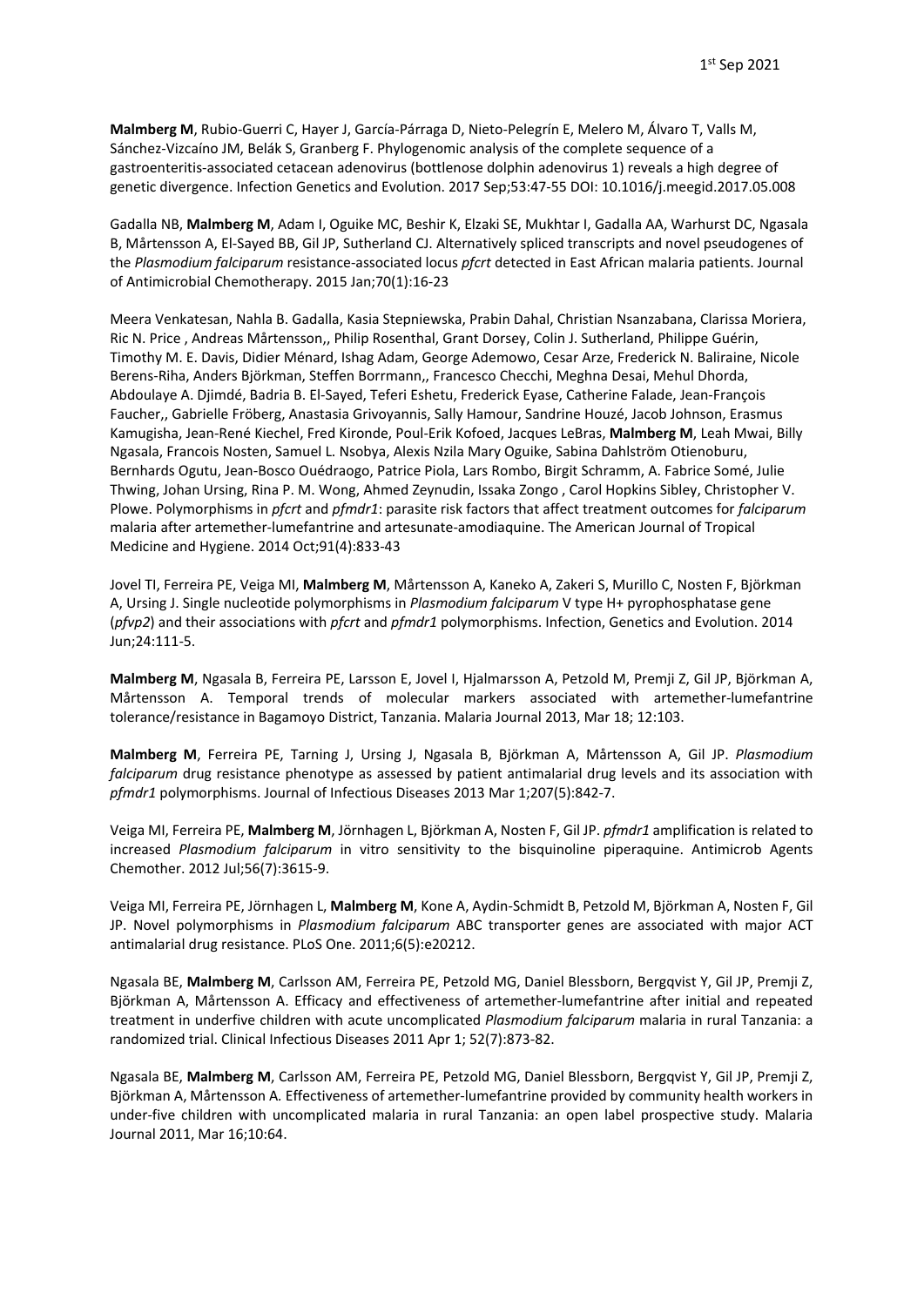**Malmberg M**, Rubio-Guerri C, Hayer J, García-Párraga D, Nieto-Pelegrín E, Melero M, Álvaro T, Valls M, Sánchez-Vizcaíno JM, Belák S, Granberg F. Phylogenomic analysis of the complete sequence of a gastroenteritis-associated cetacean adenovirus (bottlenose dolphin adenovirus 1) reveals a high degree of genetic divergence. Infection Genetics and Evolution. 2017 Sep;53:47-55 DOI: 10.1016/j.meegid.2017.05.008

Gadalla NB, **Malmberg M**, Adam I, Oguike MC, Beshir K, Elzaki SE, Mukhtar I, Gadalla AA, Warhurst DC, Ngasala B, Mårtensson A, El-Sayed BB, Gil JP, Sutherland CJ. Alternatively spliced transcripts and novel pseudogenes of the *Plasmodium falciparum* resistance-associated locus *pfcrt* detected in East African malaria patients. Journal of Antimicrobial Chemotherapy. 2015 Jan;70(1):16-23

Meera Venkatesan, Nahla B. Gadalla, Kasia Stepniewska, Prabin Dahal, Christian Nsanzabana, Clarissa Moriera, Ric N. Price , Andreas Mårtensson,, Philip Rosenthal, Grant Dorsey, Colin J. Sutherland, Philippe Guérin, Timothy M. E. Davis, Didier Ménard, Ishag Adam, George Ademowo, Cesar Arze, Frederick N. Baliraine, Nicole Berens-Riha, Anders Björkman, Steffen Borrmann,, Francesco Checchi, Meghna Desai, Mehul Dhorda, Abdoulaye A. Djimdé, Badria B. El-Sayed, Teferi Eshetu, Frederick Eyase, Catherine Falade, Jean-François Faucher,, Gabrielle Fröberg, Anastasia Grivoyannis, Sally Hamour, Sandrine Houzé, Jacob Johnson, Erasmus Kamugisha, Jean-René Kiechel, Fred Kironde, Poul-Erik Kofoed, Jacques LeBras, **Malmberg M**, Leah Mwai, Billy Ngasala, Francois Nosten, Samuel L. Nsobya, Alexis Nzila Mary Oguike, Sabina Dahlström Otienoburu, Bernhards Ogutu, Jean-Bosco Ouédraogo, Patrice Piola, Lars Rombo, Birgit Schramm, A. Fabrice Somé, Julie Thwing, Johan Ursing, Rina P. M. Wong, Ahmed Zeynudin, Issaka Zongo , Carol Hopkins Sibley, Christopher V. Plowe. Polymorphisms in *pfcrt* and *pfmdr1*: parasite risk factors that affect treatment outcomes for *falciparum* malaria after artemether-lumefantrine and artesunate-amodiaquine. The American Journal of Tropical Medicine and Hygiene. 2014 Oct;91(4):833-43

Jovel TI, Ferreira PE, Veiga MI, **Malmberg M**, Mårtensson A, Kaneko A, Zakeri S, Murillo C, Nosten F, Björkman A, Ursing J. Single nucleotide polymorphisms in *Plasmodium falciparum* V type H+ pyrophosphatase gene (*pfvp2*) and their associations with *pfcrt* and *pfmdr1* polymorphisms. Infection, Genetics and Evolution. 2014 Jun;24:111-5.

**Malmberg M**, Ngasala B, Ferreira PE, Larsson E, Jovel I, Hjalmarsson A, Petzold M, Premji Z, Gil JP, Björkman A, Mårtensson A. Temporal trends of molecular markers associated with artemether-lumefantrine tolerance/resistance in Bagamoyo District, Tanzania. Malaria Journal 2013, Mar 18; 12:103.

**Malmberg M**, Ferreira PE, Tarning J, Ursing J, Ngasala B, Björkman A, Mårtensson A, Gil JP. *Plasmodium falciparum* drug resistance phenotype as assessed by patient antimalarial drug levels and its association with *pfmdr1* polymorphisms. Journal of Infectious Diseases 2013 Mar 1;207(5):842-7.

Veiga MI, Ferreira PE, **Malmberg M**, Jörnhagen L, Björkman A, Nosten F, Gil JP. *pfmdr1* amplification is related to increased *Plasmodium falciparum* in vitro sensitivity to the bisquinoline piperaquine. Antimicrob Agents Chemother. 2012 Jul;56(7):3615-9.

Veiga MI, Ferreira PE, Jörnhagen L, **Malmberg M**, Kone A, Aydin-Schmidt B, Petzold M, Björkman A, Nosten F, Gil JP. Novel polymorphisms in *Plasmodium falciparum* ABC transporter genes are associated with major ACT antimalarial drug resistance. PLoS One. 2011;6(5):e20212.

Ngasala BE, **Malmberg M**, Carlsson AM, Ferreira PE, Petzold MG, Daniel Blessborn, Bergqvist Y, Gil JP, Premji Z, Björkman A, Mårtensson A. Efficacy and effectiveness of artemether-lumefantrine after initial and repeated treatment in underfive children with acute uncomplicated *Plasmodium falciparum* malaria in rural Tanzania: a randomized trial. Clinical Infectious Diseases 2011 Apr 1; 52(7):873-82.

Ngasala BE, **Malmberg M**, Carlsson AM, Ferreira PE, Petzold MG, Daniel Blessborn, Bergqvist Y, Gil JP, Premji Z, Björkman A, Mårtensson A. Effectiveness of artemether-lumefantrine provided by community health workers in under-five children with uncomplicated malaria in rural Tanzania: an open label prospective study. Malaria Journal 2011, Mar 16;10:64.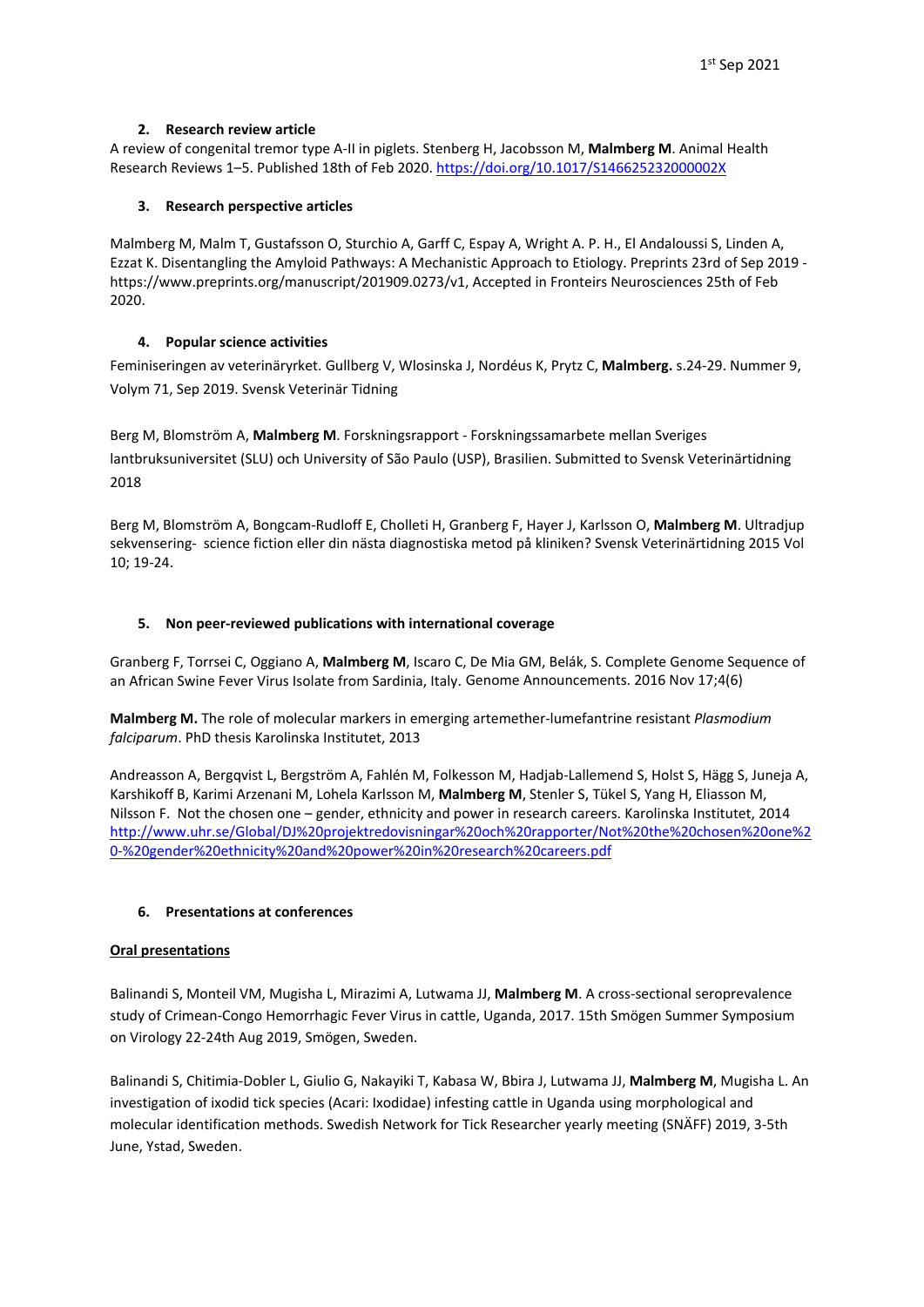1st Sep 2021

## 2. Research review article

A review of congenital tremor type A-II in piglets. Stenberg H, Jacobsson M, **Malmberg M**. Animal Health Research Reviews 1–5. Published 18th of Feb 2020. https://doi.org/10.1017/S146625232000002X

## 3. Research perspective articles

Malmberg M, Malm T, Gustafsson O, Sturchio A, Garff C, Espay A, Wright A. P. H., El Andaloussi S, Linden A, Ezzat K. Disentangling the Amyloid Pathways: A Mechanistic Approach to Etiology. Preprints 23rd of Sep 2019 - https://www.preprints.org/manuscript/201909.0273/v1, Accepted in Fronteirs Neurosciences 25th of Feb 2020.

## 4. Popular science activities

Feminiseringen av veterinäryrket. Gullberg V, Wlosinska J, Nordéus K, Prytz C, **Malmberg.** s.24-29. Nummer 9, Volym 71, Sep 2019. Svensk Veterinär Tidning

Berg M, Blomström A, **Malmberg M**. Forskningsrapport - Forskningssamarbete mellan Sveriges lantbruksuniversitet (SLU) och University of São Paulo (USP), Brasilien. Submitted to Svensk Veterinärtidning 2018

Berg M, Blomström A, Bongcam-Rudloff E, Cholleti H, Granberg F, Hayer J, Karlsson O, **Malmberg M**. Ultradjup sekvensering- science fiction eller din nästa diagnostiska metod på kliniken? Svensk Veterinärtidning 2015 Vol 10; 19-24.

## 5. Non peer-reviewed publications with international coverage

Granberg F, Torrsei C, Oggiano A, **Malmberg M**, Iscaro C, De Mia GM, Belák, S. Complete Genome Sequence of an African Swine Fever Virus Isolate from Sardinia, Italy. Genome Announcements. 2016 Nov 17;4(6)

**Malmberg M.** The role of molecular markers in emerging artemether-lumefantrine resistant *Plasmodium falciparum*. PhD thesis Karolinska Institutet, 2013

Andreasson A, Bergqvist L, Bergström A, Fahlén M, Folkesson M, Hadjab-Lallemend S, Holst S, Hägg S, Juneja A, Karshikoff B, Karimi Arzenani M, Lohela Karlsson M, **Malmberg M**, Stenler S, Tükel S, Yang H, Eliasson M, Nilsson F. Not the chosen one – gender, ethnicity and power in research careers. Karolinska Institutet, 2014 http://www.uhr.se/Global/DJ%20projektredovisningar%20och%20rapporter/Not%20the%20chosen%20one%20-%20gender%20ethnicity%20and%20power%20in%20research%20careers.pdf

## 6. Presentations at conferences

**Oral presentations**

Balinandi S, Monteil VM, Mugisha L, Mirazimi A, Lutwama JJ, **Malmberg M**. A cross-sectional seroprevalence study of Crimean-Congo Hemorrhagic Fever Virus in cattle, Uganda, 2017. 15th Smögen Summer Symposium on Virology 22-24th Aug 2019, Smögen, Sweden.

Balinandi S, Chitimia-Dobler L, Giulio G, Nakayiki T, Kabasa W, Bbira J, Lutwama JJ, **Malmberg M**, Mugisha L. An investigation of ixodid tick species (Acari: Ixodidae) infesting cattle in Uganda using morphological and molecular identification methods. Swedish Network for Tick Researcher yearly meeting (SNÄFF) 2019, 3-5th June, Ystad, Sweden.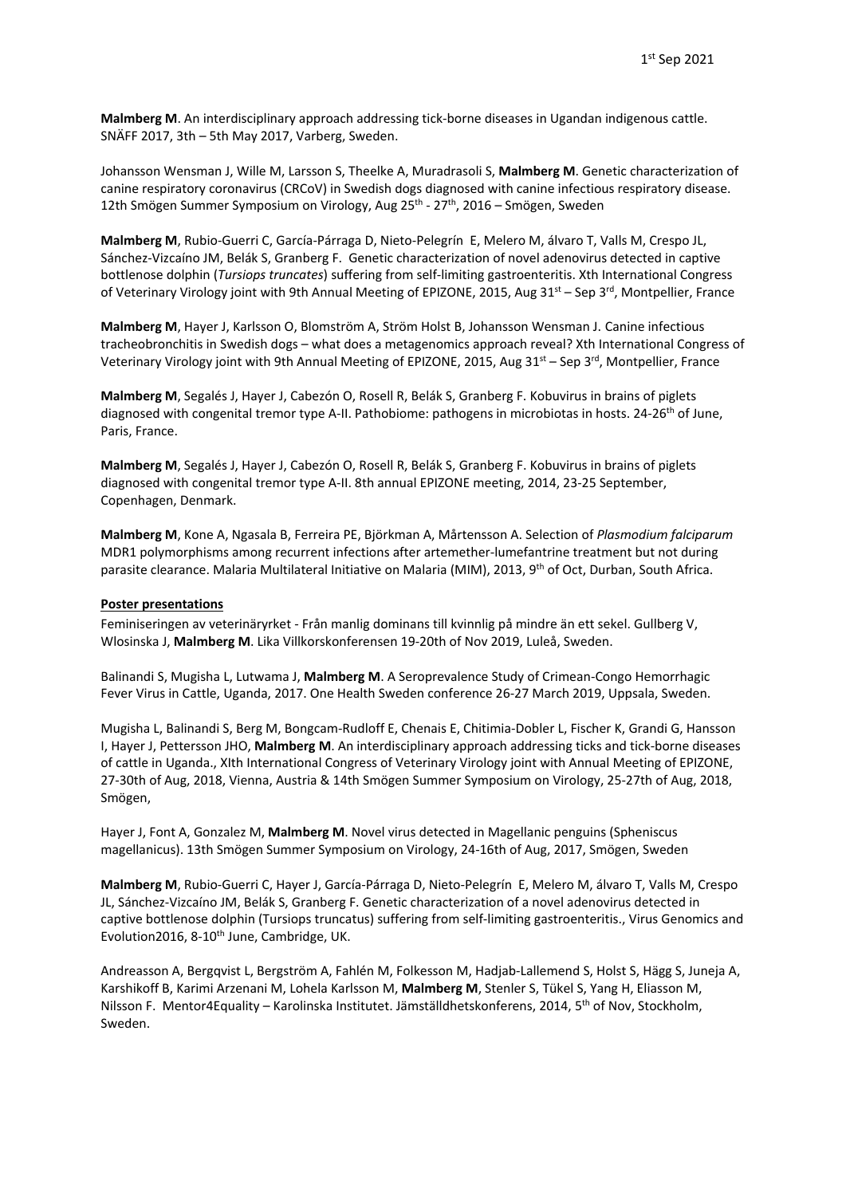**Malmberg M**. An interdisciplinary approach addressing tick-borne diseases in Ugandan indigenous cattle. SNÄFF 2017, 3th – 5th May 2017, Varberg, Sweden.

Johansson Wensman J, Wille M, Larsson S, Theelke A, Muradrasoli S, **Malmberg M**. Genetic characterization of canine respiratory coronavirus (CRCoV) in Swedish dogs diagnosed with canine infectious respiratory disease. 12th Smögen Summer Symposium on Virology, Aug 25th - 27th, 2016 – Smögen, Sweden

**Malmberg M**, Rubio-Guerri C, García-Párraga D, Nieto-Pelegrín E, Melero M, álvaro T, Valls M, Crespo JL, Sánchez-Vizcaíno JM, Belák S, Granberg F. Genetic characterization of novel adenovirus detected in captive bottlenose dolphin (*Tursiops truncates*) suffering from self-limiting gastroenteritis. Xth International Congress of Veterinary Virology joint with 9th Annual Meeting of EPIZONE, 2015, Aug 31st – Sep 3rd, Montpellier, France

**Malmberg M**, Hayer J, Karlsson O, Blomström A, Ström Holst B, Johansson Wensman J. Canine infectious tracheobronchitis in Swedish dogs – what does a metagenomics approach reveal? Xth International Congress of Veterinary Virology joint with 9th Annual Meeting of EPIZONE, 2015, Aug 31st – Sep 3rd, Montpellier, France

**Malmberg M**, Segalés J, Hayer J, Cabezón O, Rosell R, Belák S, Granberg F. Kobuvirus in brains of piglets diagnosed with congenital tremor type A-II. Pathobiome: pathogens in microbiotas in hosts. 24-26th of June, Paris, France.

**Malmberg M**, Segalés J, Hayer J, Cabezón O, Rosell R, Belák S, Granberg F. Kobuvirus in brains of piglets diagnosed with congenital tremor type A-II. 8th annual EPIZONE meeting, 2014, 23-25 September, Copenhagen, Denmark.

**Malmberg M**, Kone A, Ngasala B, Ferreira PE, Björkman A, Mårtensson A. Selection of *Plasmodium falciparum* MDR1 polymorphisms among recurrent infections after artemether-lumefantrine treatment but not during parasite clearance. Malaria Multilateral Initiative on Malaria (MIM), 2013, 9th of Oct, Durban, South Africa.

**Poster presentations**

Feminiseringen av veterinäryrket - Från manlig dominans till kvinnlig på mindre än ett sekel. Gullberg V, Wlosinska J, **Malmberg M**. Lika Villkorskonferensen 19-20th of Nov 2019, Luleå, Sweden.

Balinandi S, Mugisha L, Lutwama J, **Malmberg M**. A Seroprevalence Study of Crimean-Congo Hemorrhagic Fever Virus in Cattle, Uganda, 2017. One Health Sweden conference 26-27 March 2019, Uppsala, Sweden.

Mugisha L, Balinandi S, Berg M, Bongcam-Rudloff E, Chenais E, Chitimia-Dobler L, Fischer K, Grandi G, Hansson I, Hayer J, Pettersson JHO, **Malmberg M**. An interdisciplinary approach addressing ticks and tick-borne diseases of cattle in Uganda., XIth International Congress of Veterinary Virology joint with Annual Meeting of EPIZONE, 27-30th of Aug, 2018, Vienna, Austria & 14th Smögen Summer Symposium on Virology, 25-27th of Aug, 2018, Smögen,

Hayer J, Font A, Gonzalez M, **Malmberg M**. Novel virus detected in Magellanic penguins (Spheniscus magellanicus). 13th Smögen Summer Symposium on Virology, 24-16th of Aug, 2017, Smögen, Sweden

**Malmberg M**, Rubio-Guerri C, Hayer J, García-Párraga D, Nieto-Pelegrín E, Melero M, álvaro T, Valls M, Crespo JL, Sánchez-Vizcaíno JM, Belák S, Granberg F. Genetic characterization of a novel adenovirus detected in captive bottlenose dolphin (Tursiops truncatus) suffering from self-limiting gastroenteritis., Virus Genomics and Evolution2016, 8-10th June, Cambridge, UK.

Andreasson A, Bergqvist L, Bergström A, Fahlén M, Folkesson M, Hadjab-Lallemend S, Holst S, Hägg S, Juneja A, Karshikoff B, Karimi Arzenani M, Lohela Karlsson M, **Malmberg M**, Stenler S, Tükel S, Yang H, Eliasson M, Nilsson F. Mentor4Equality – Karolinska Institutet. Jämställdhetskonferens, 2014, 5th of Nov, Stockholm, Sweden.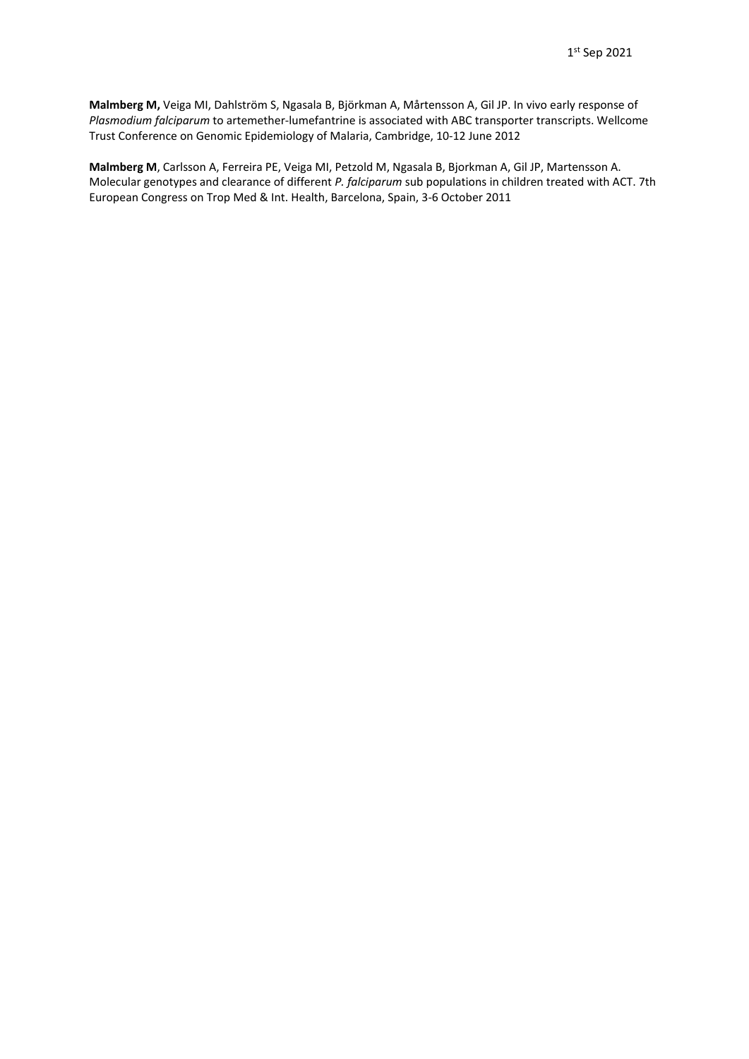**Malmberg M,** Veiga MI, Dahlström S, Ngasala B, Björkman A, Mårtensson A, Gil JP. In vivo early response of *Plasmodium falciparum* to artemether-lumefantrine is associated with ABC transporter transcripts. Wellcome Trust Conference on Genomic Epidemiology of Malaria, Cambridge, 10-12 June 2012

**Malmberg M**, Carlsson A, Ferreira PE, Veiga MI, Petzold M, Ngasala B, Bjorkman A, Gil JP, Martensson A. Molecular genotypes and clearance of different *P. falciparum* sub populations in children treated with ACT. 7th European Congress on Trop Med & Int. Health, Barcelona, Spain, 3-6 October 2011